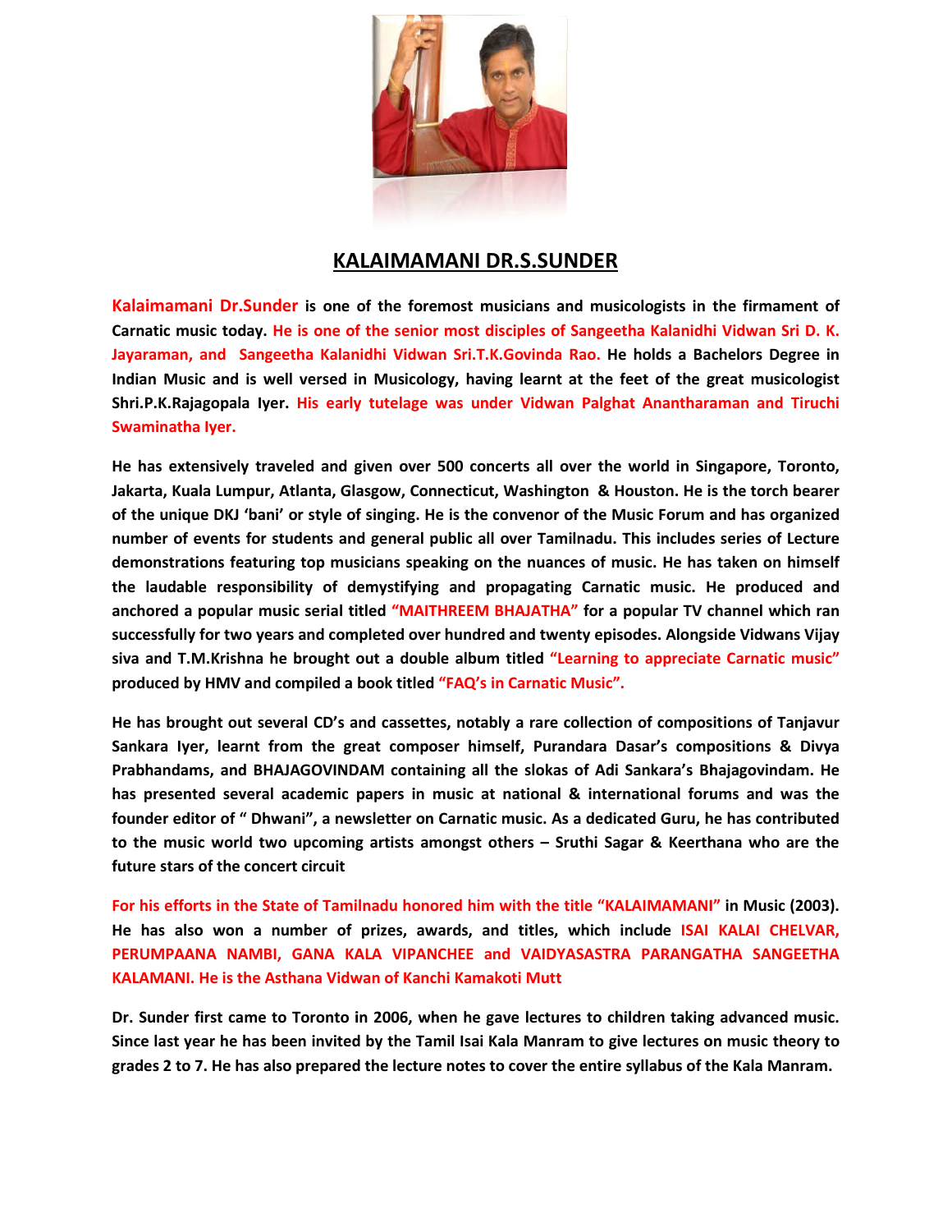# KALAIMAMANI DR.S.SUNDER

**Kalaimamani Dr.Sunder is one of the foremost musicians and musicologists in the firmament of Carnatic music today. He is one of the senior most disciples of Sangeetha Kalanidhi Vidwan Sri D. K. Jayaraman, and Sangeetha Kalanidhi Vidwan Sri.T.K.Govinda Rao. He holds a Bachelors Degree in Indian Music and is well versed in Musicology, having learnt at the feet of the great musicologist Shri.P.K.Rajagopala Iyer. His early tutelage was under Vidwan Palghat Anantharaman and Tiruchi Swaminatha Iyer.**

**He has extensively traveled and given over 500 concerts all over the world in Singapore, Toronto, Jakarta, Kuala Lumpur, Atlanta, Glasgow, Connecticut, Washington & Houston. He is the torch bearer of the unique DKJ 'bani' or style of singing. He is the convenor of the Music Forum and has organized number of events for students and general public all over Tamilnadu. This includes series of Lecture demonstrations featuring top musicians speaking on the nuances of music. He has taken on himself the laudable responsibility of demystifying and propagating Carnatic music. He produced and anchored a popular music serial titled "MAITHREEM BHAJATHA" for a popular TV channel which ran successfully for two years and completed over hundred and twenty episodes. Alongside Vidwans Vijay siva and T.M.Krishna he brought out a double album titled "Learning to appreciate Carnatic music" produced by HMV and compiled a book titled "FAQ's in Carnatic Music".**

**He has brought out several CD's and cassettes, notably a rare collection of compositions of Tanjavur Sankara Iyer, learnt from the great composer himself, Purandara Dasar's compositions & Divya Prabhandams, and BHAJAGOVINDAM containing all the slokas of Adi Sankara's Bhajagovindam. He has presented several academic papers in music at national & international forums and was the founder editor of " Dhwani", a newsletter on Carnatic music. As a dedicated Guru, he has contributed to the music world two upcoming artists amongst others – Sruthi Sagar & Keerthana who are the future stars of the concert circuit**

**For his efforts in the State of Tamilnadu honored him with the title "KALAIMAMANI" in Music (2003). He has also won a number of prizes, awards, and titles, which include ISAI KALAI CHELVAR, PERUMPAANA NAMBI, GANA KALA VIPANCHEE and VAIDYASASTRA PARANGATHA SANGEETHA KALAMANI. He is the Asthana Vidwan of Kanchi Kamakoti Mutt**

**Dr. Sunder first came to Toronto in 2006, when he gave lectures to children taking advanced music. Since last year he has been invited by the Tamil Isai Kala Manram to give lectures on music theory to grades 2 to 7. He has also prepared the lecture notes to cover the entire syllabus of the Kala Manram.**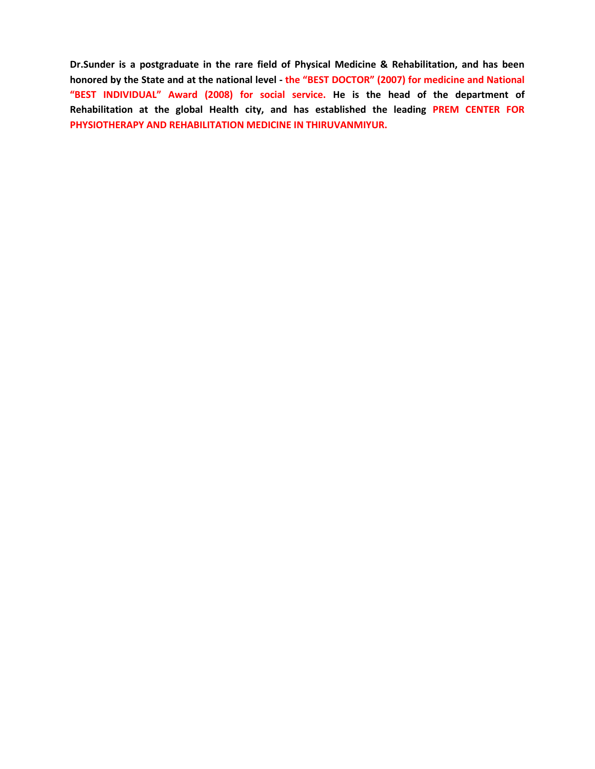**Dr.Sunder is a postgraduate in the rare field of Physical Medicine & Rehabilitation, and has been honored by the State and at the national level - the "BEST DOCTOR" (2007) for medicine and National "BEST INDIVIDUAL" Award (2008) for social service. He is the head of the department of Rehabilitation at the global Health city, and has established the leading PREM CENTER FOR PHYSIOTHERAPY AND REHABILITATION MEDICINE IN THIRUVANMIYUR.**